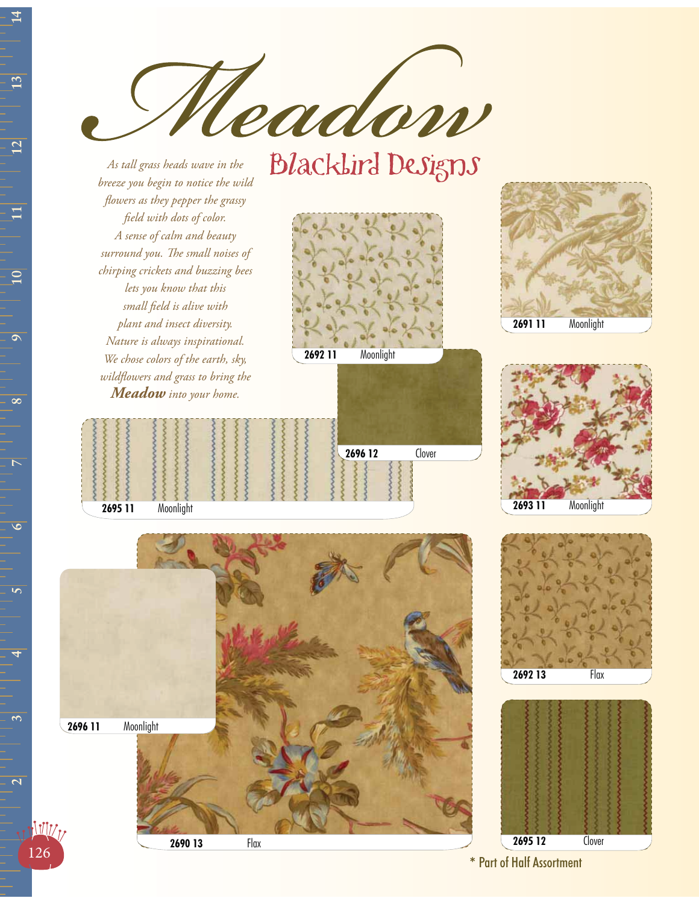# Meadow

## Blackbird Designs

*As tall grass heads wave in the breeze you begin to notice the wild flowers as they pepper the grassy field with dots of color. A sense of calm and beauty surround you. The small noises of chirping crickets and buzzing bees lets you know that this small field is alive with plant and insect diversity. Nature is always inspirational. We chose colors of the earth, sky, wildflowers and grass to bring the* ***Meadow*** *into your home.*

**2692 11** Moonlight

**2691 11** Moonlight

**2696 12** Clover

**2695 11** Moonlight

**2693 11** Moonlight

**2696 11** Moonlight

**2690 13** Flax

**2692 13** Flax

**2695 12** Clover

\* Part of Half Assortment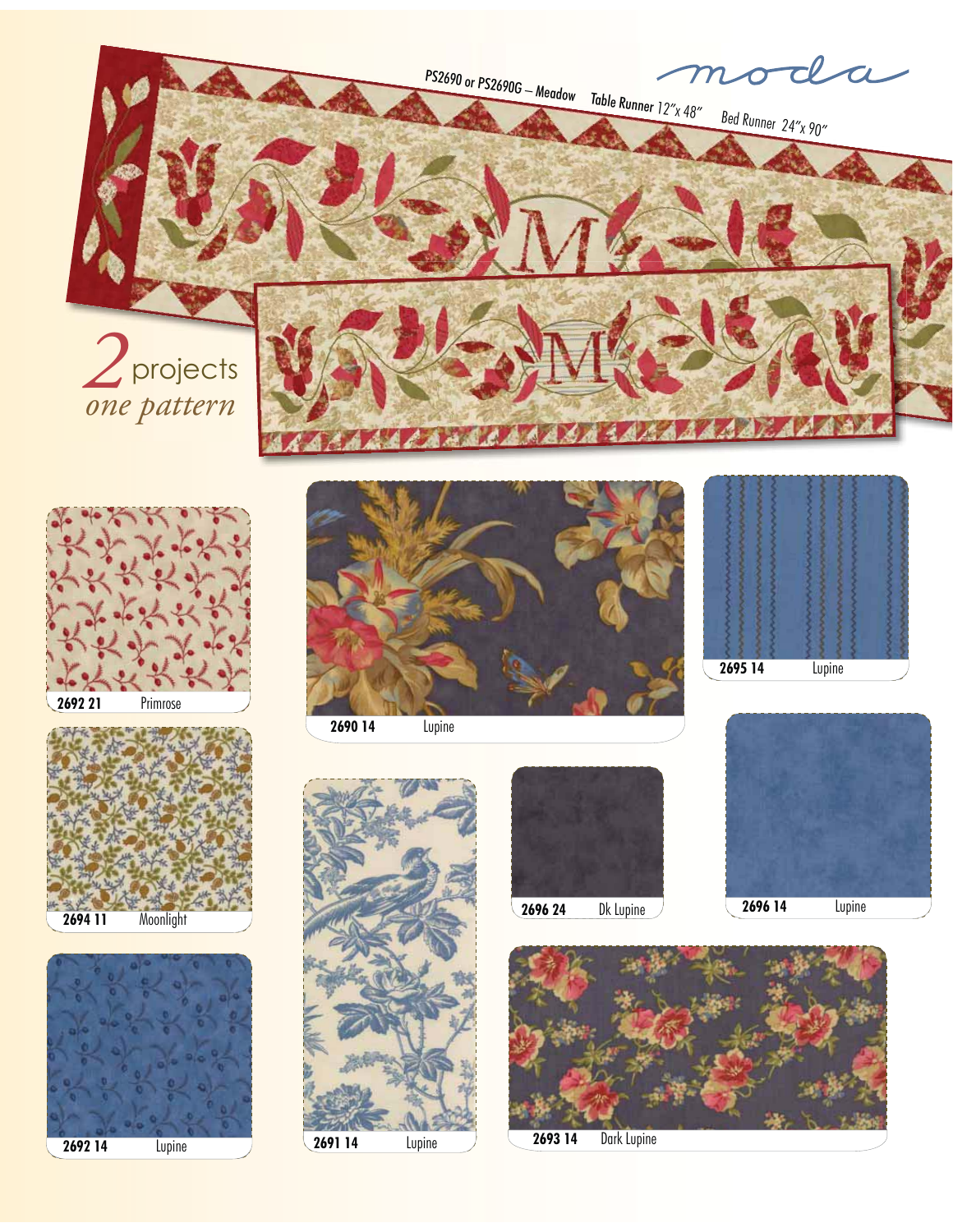moda

PS2690 or PS2690G – Meadow Table Runner 12″x 48″ Bed Runner 24″x 90″

2 projects
*one pattern*

2692 21 Primrose

2690 14 Lupine

2695 14 Lupine

2694 11 Moonlight

2696 24 Dk Lupine

2696 14 Lupine

2692 14 Lupine

2691 14 Lupine

2693 14 Dark Lupine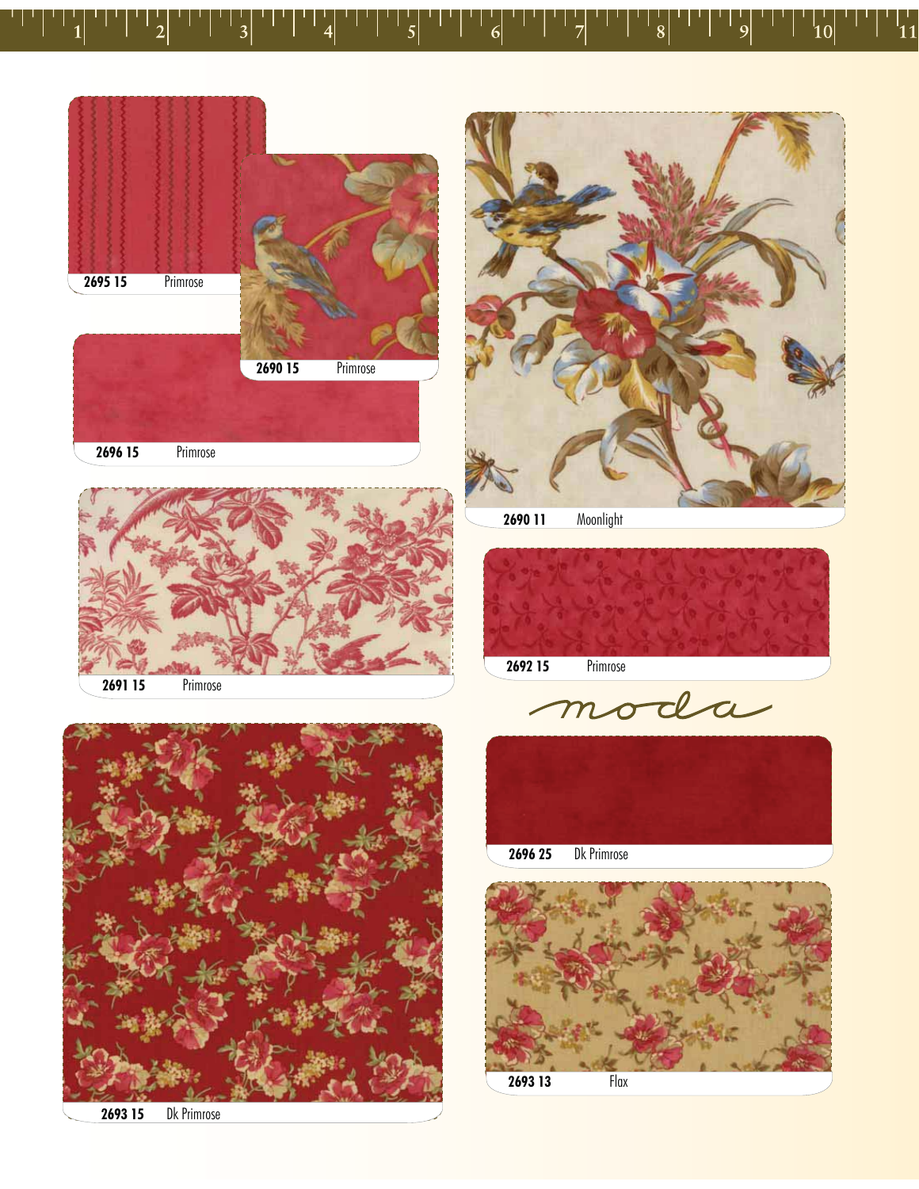2695 15 Primrose

2690 15 Primrose

2696 15 Primrose

2691 15 Primrose

2693 15 Dk Primrose

2690 11 Moonlight

2692 15 Primrose

moda

2696 25 Dk Primrose

2693 13 Flax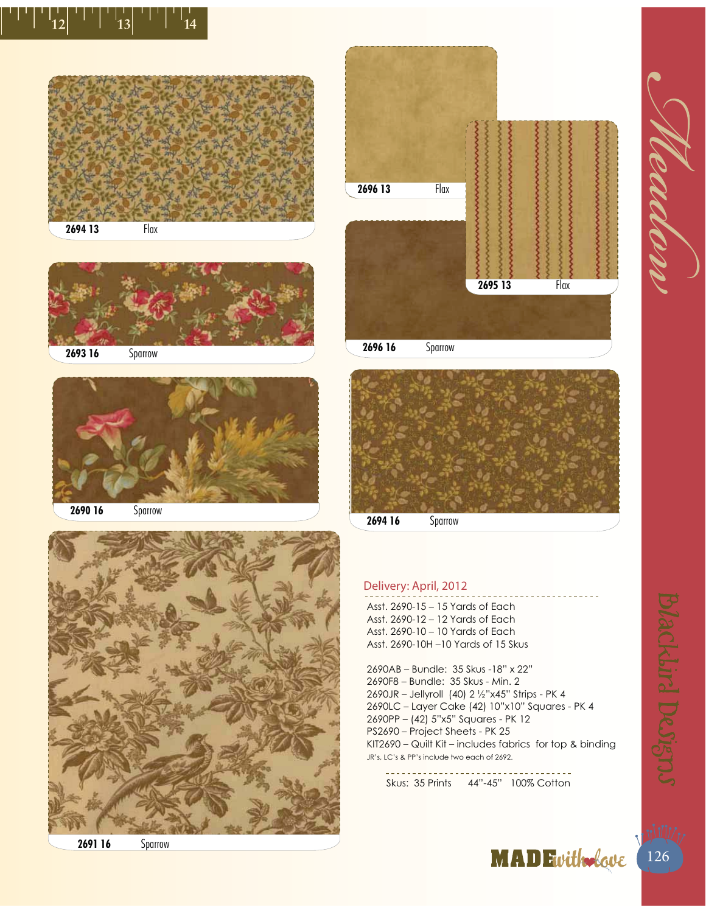# Meadow

## Blackbird Designs

2694 13 Flax

2693 16 Sparrow

2690 16 Sparrow

2691 16 Sparrow

2696 13 Flax

2695 13 Flax

2696 16 Sparrow

2694 16 Sparrow

### Delivery: April, 2012

Asst. 2690-15 – 15 Yards of Each
Asst. 2690-12 – 12 Yards of Each
Asst. 2690-10 – 10 Yards of Each
Asst. 2690-10H –10 Yards of 15 Skus

2690AB – Bundle: 35 Skus -18" x 22"
2690F8 – Bundle: 35 Skus - Min. 2
2690JR – Jellyroll (40) 2 ½"x45" Strips - PK 4
2690LC – Layer Cake (42) 10"x10" Squares - PK 4
2690PP – (42) 5"x5" Squares - PK 12
PS2690 – Project Sheets - PK 25
KIT2690 – Quilt Kit – includes fabrics for top & binding
JR's, LC's & PP's include two each of 2692.

Skus: 35 Prints 44"-45" 100% Cotton

MADE with love